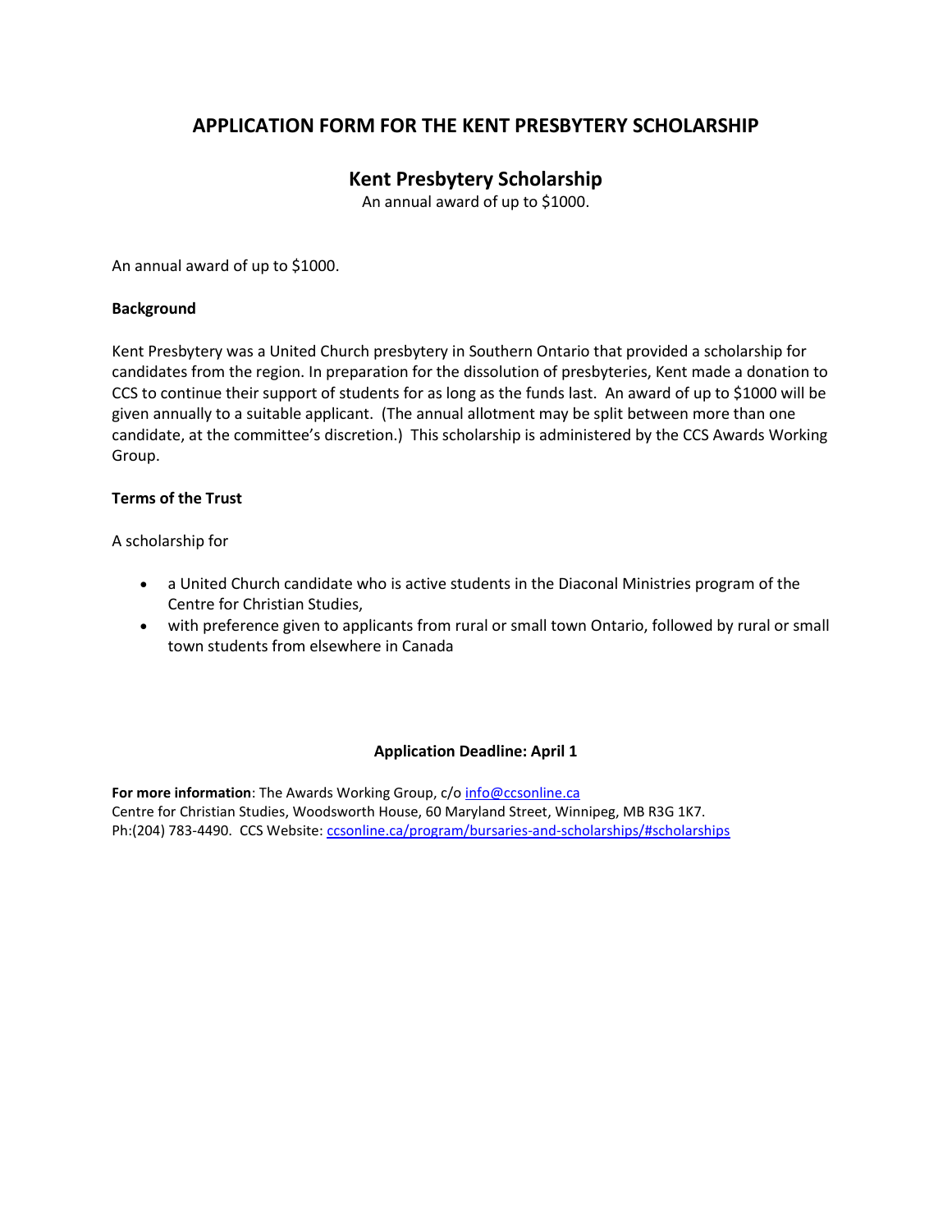# APPLICATION FORM FOR THE KENT PRESBYTERY SCHOLARSHIP

## Kent Presbytery Scholarship

An annual award of up to $1000.

An annual award of up to $1000.

**Background**

Kent Presbytery was a United Church presbytery in Southern Ontario that provided a scholarship for candidates from the region. In preparation for the dissolution of presbyteries, Kent made a donation to CCS to continue their support of students for as long as the funds last. An award of up to $1000 will be given annually to a suitable applicant. (The annual allotment may be split between more than one candidate, at the committee's discretion.) This scholarship is administered by the CCS Awards Working Group.

**Terms of the Trust**

A scholarship for

- a United Church candidate who is active students in the Diaconal Ministries program of the Centre for Christian Studies,
- with preference given to applicants from rural or small town Ontario, followed by rural or small town students from elsewhere in Canada

**Application Deadline: April 1**

**For more information**: The Awards Working Group, c/o info@ccsonline.ca
Centre for Christian Studies, Woodsworth House, 60 Maryland Street, Winnipeg, MB R3G 1K7.
Ph:(204) 783-4490. CCS Website: ccsonline.ca/program/bursaries-and-scholarships/#scholarships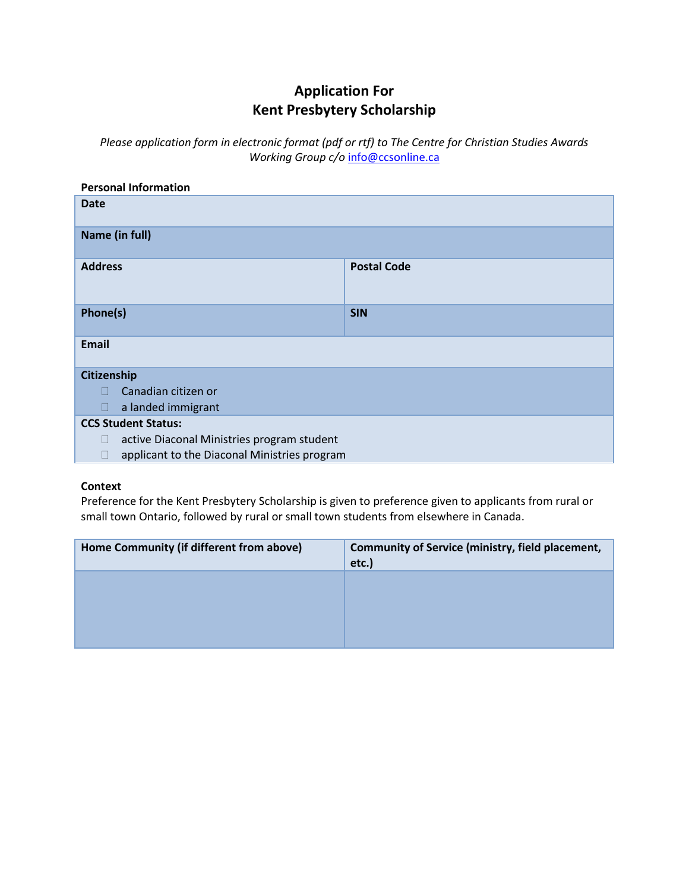# Application For
# Kent Presbytery Scholarship

*Please application form in electronic format (pdf or rtf) to The Centre for Christian Studies Awards Working Group c/o [info@ccsonline.ca](mailto:info@ccsonline.ca)*

**Personal Information**

| | |
|---|---|
| **Date** | |
| **Name (in full)** | |
| **Address** | **Postal Code** |
| **Phone(s)** | **SIN** |
| **Email** | |
| **Citizenship**<br>☐ Canadian citizen or<br>☐ a landed immigrant | |
| **CCS Student Status:**<br>☐ active Diaconal Ministries program student<br>☐ applicant to the Diaconal Ministries program | |

**Context**

Preference for the Kent Presbytery Scholarship is given to preference given to applicants from rural or small town Ontario, followed by rural or small town students from elsewhere in Canada.

| Home Community (if different from above) | Community of Service (ministry, field placement, etc.) |
|---|---|
| | |